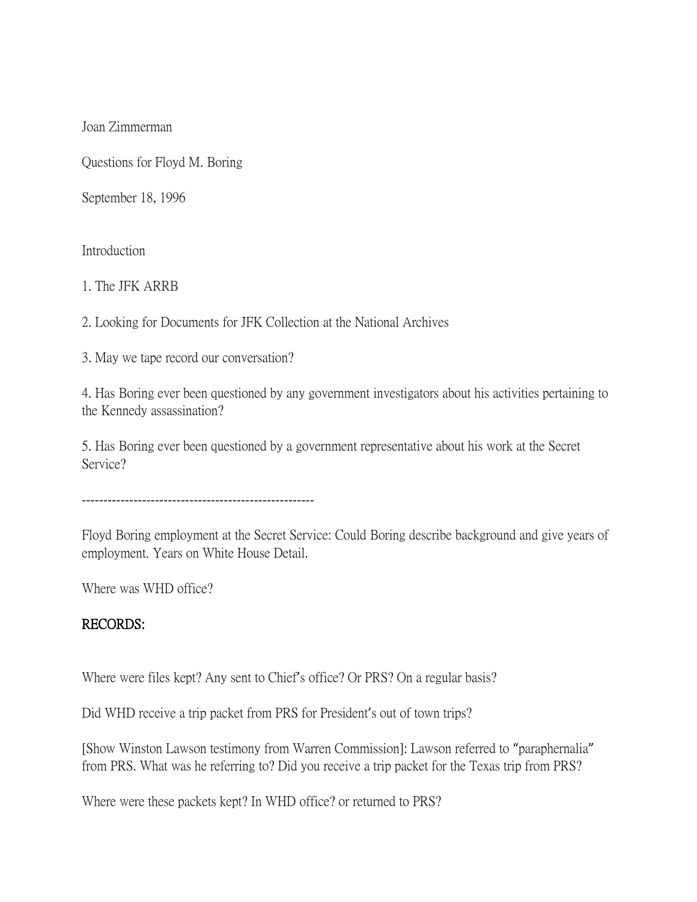Joan Zimmerman

Questions for Floyd M. Boring

September 18, 1996

Introduction

1. The JFK ARRB

2. Looking for Documents for JFK Collection at the National Archives

3. May we tape record our conversation?

4. Has Boring ever been questioned by any government investigators about his activities pertaining to the Kennedy assassination?

5. Has Boring ever been questioned by a government representative about his work at the Secret Service?

-----------------------------------------------------

Floyd Boring employment at the Secret Service: Could Boring describe background and give years of employment. Years on White House Detail.

Where was WHD office?

**RECORDS:**

Where were files kept? Any sent to Chief's office? Or PRS? On a regular basis?

Did WHD receive a trip packet from PRS for President's out of town trips?

[Show Winston Lawson testimony from Warren Commission]: Lawson referred to "paraphernalia" from PRS. What was he referring to? Did you receive a trip packet for the Texas trip from PRS?

Where were these packets kept? In WHD office? or returned to PRS?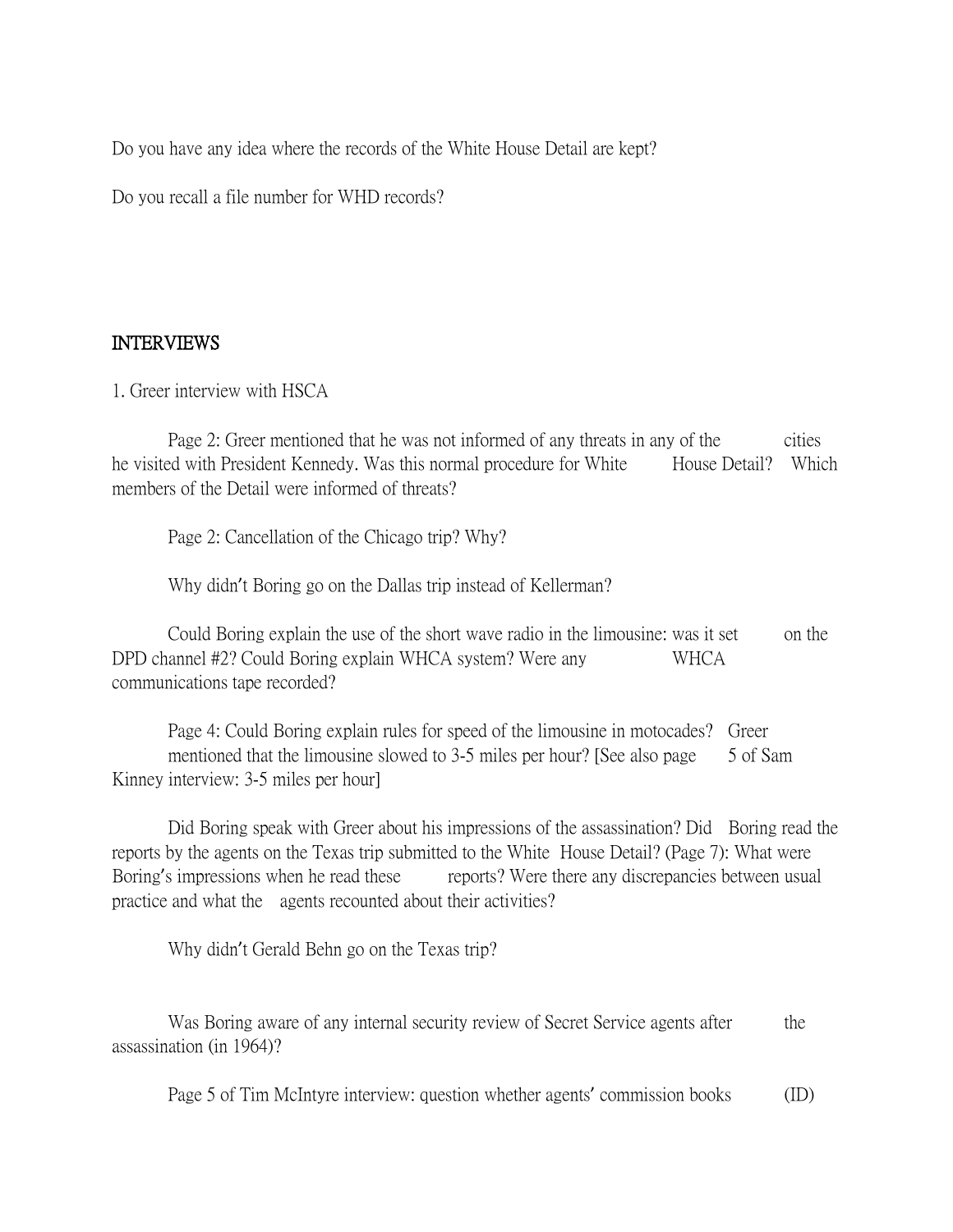Do you have any idea where the records of the White House Detail are kept?

Do you recall a file number for WHD records?

## INTERVIEWS

1. Greer interview with HSCA

Page 2: Greer mentioned that he was not informed of any threats in any of the cities he visited with President Kennedy. Was this normal procedure for White House Detail? Which members of the Detail were informed of threats?

Page 2: Cancellation of the Chicago trip? Why?

Why didn't Boring go on the Dallas trip instead of Kellerman?

Could Boring explain the use of the short wave radio in the limousine: was it set on the DPD channel #2? Could Boring explain WHCA system? Were any WHCA communications tape recorded?

Page 4: Could Boring explain rules for speed of the limousine in motocades? Greer mentioned that the limousine slowed to 3-5 miles per hour? [See also page 5 of Sam Kinney interview: 3-5 miles per hour]

Did Boring speak with Greer about his impressions of the assassination? Did Boring read the reports by the agents on the Texas trip submitted to the White House Detail? (Page 7): What were Boring's impressions when he read these reports? Were there any discrepancies between usual practice and what the agents recounted about their activities?

Why didn't Gerald Behn go on the Texas trip?

Was Boring aware of any internal security review of Secret Service agents after the assassination (in 1964)?

Page 5 of Tim McIntyre interview: question whether agents' commission books (ID)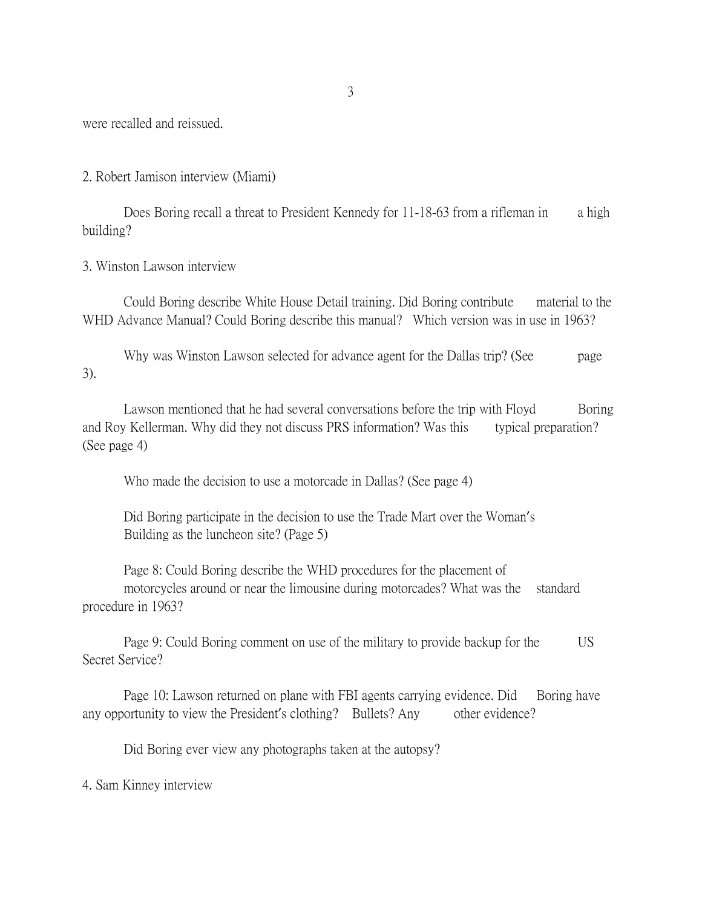were recalled and reissued.

2. Robert Jamison interview (Miami)

Does Boring recall a threat to President Kennedy for 11-18-63 from a rifleman in a high building?

3. Winston Lawson interview

Could Boring describe White House Detail training. Did Boring contribute material to the WHD Advance Manual? Could Boring describe this manual? Which version was in use in 1963?

Why was Winston Lawson selected for advance agent for the Dallas trip? (See page 3).

Lawson mentioned that he had several conversations before the trip with Floyd Boring and Roy Kellerman. Why did they not discuss PRS information? Was this typical preparation? (See page 4)

Who made the decision to use a motorcade in Dallas? (See page 4)

Did Boring participate in the decision to use the Trade Mart over the Woman's Building as the luncheon site? (Page 5)

Page 8: Could Boring describe the WHD procedures for the placement of motorcycles around or near the limousine during motorcades? What was the standard procedure in 1963?

Page 9: Could Boring comment on use of the military to provide backup for the US Secret Service?

Page 10: Lawson returned on plane with FBI agents carrying evidence. Did Boring have any opportunity to view the President's clothing? Bullets? Any other evidence?

Did Boring ever view any photographs taken at the autopsy?

4. Sam Kinney interview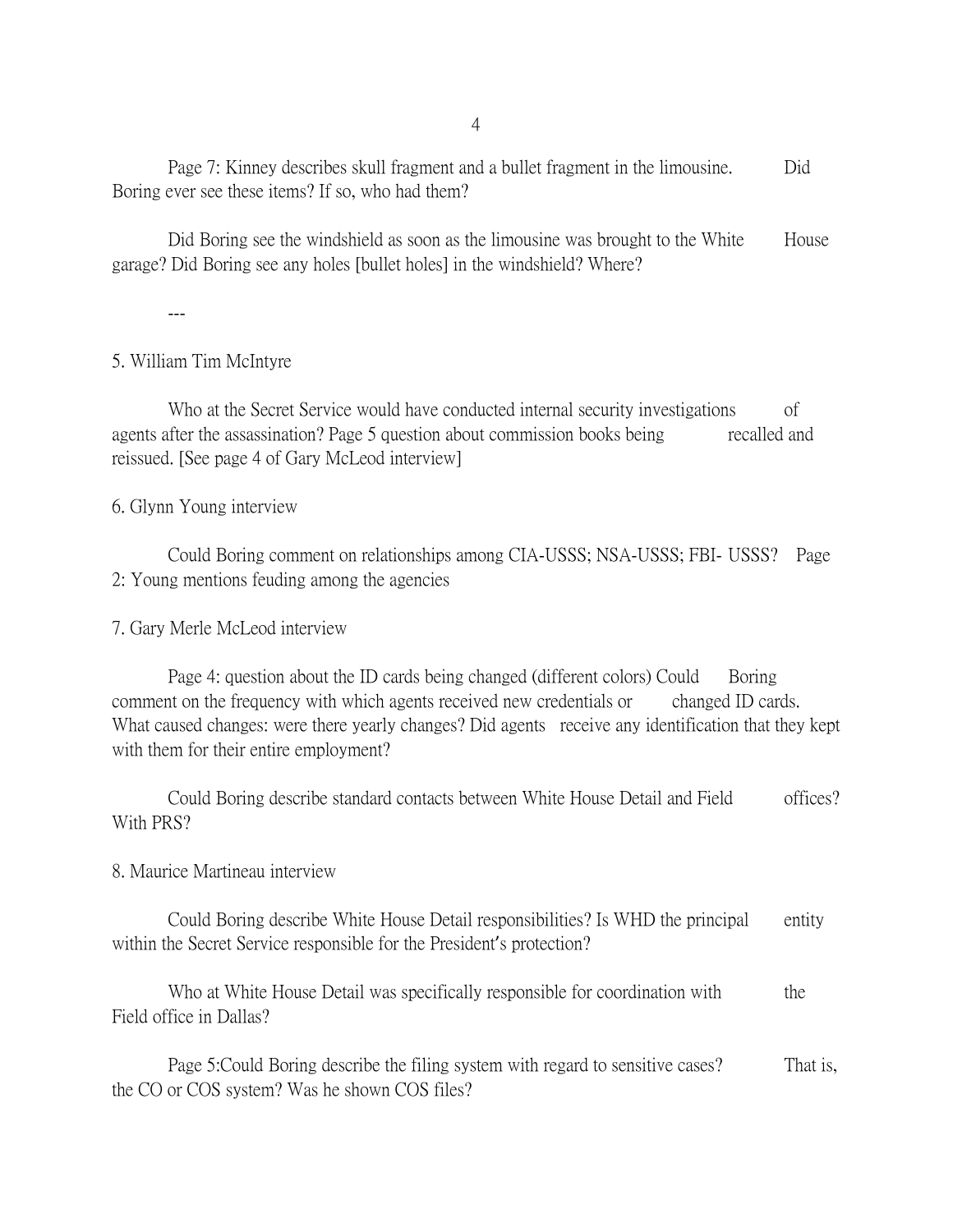Page 7: Kinney describes skull fragment and a bullet fragment in the limousine. Did Boring ever see these items? If so, who had them?

Did Boring see the windshield as soon as the limousine was brought to the White House garage? Did Boring see any holes [bullet holes] in the windshield? Where?

---

5. William Tim McIntyre

Who at the Secret Service would have conducted internal security investigations of agents after the assassination? Page 5 question about commission books being recalled and reissued. [See page 4 of Gary McLeod interview]

6. Glynn Young interview

Could Boring comment on relationships among CIA-USSS; NSA-USSS; FBI- USSS? Page 2: Young mentions feuding among the agencies

7. Gary Merle McLeod interview

Page 4: question about the ID cards being changed (different colors) Could Boring comment on the frequency with which agents received new credentials or changed ID cards. What caused changes: were there yearly changes? Did agents receive any identification that they kept with them for their entire employment?

Could Boring describe standard contacts between White House Detail and Field offices? With PRS?

8. Maurice Martineau interview

Could Boring describe White House Detail responsibilities? Is WHD the principal entity within the Secret Service responsible for the President's protection?

Who at White House Detail was specifically responsible for coordination with the Field office in Dallas?

Page 5:Could Boring describe the filing system with regard to sensitive cases? That is, the CO or COS system? Was he shown COS files?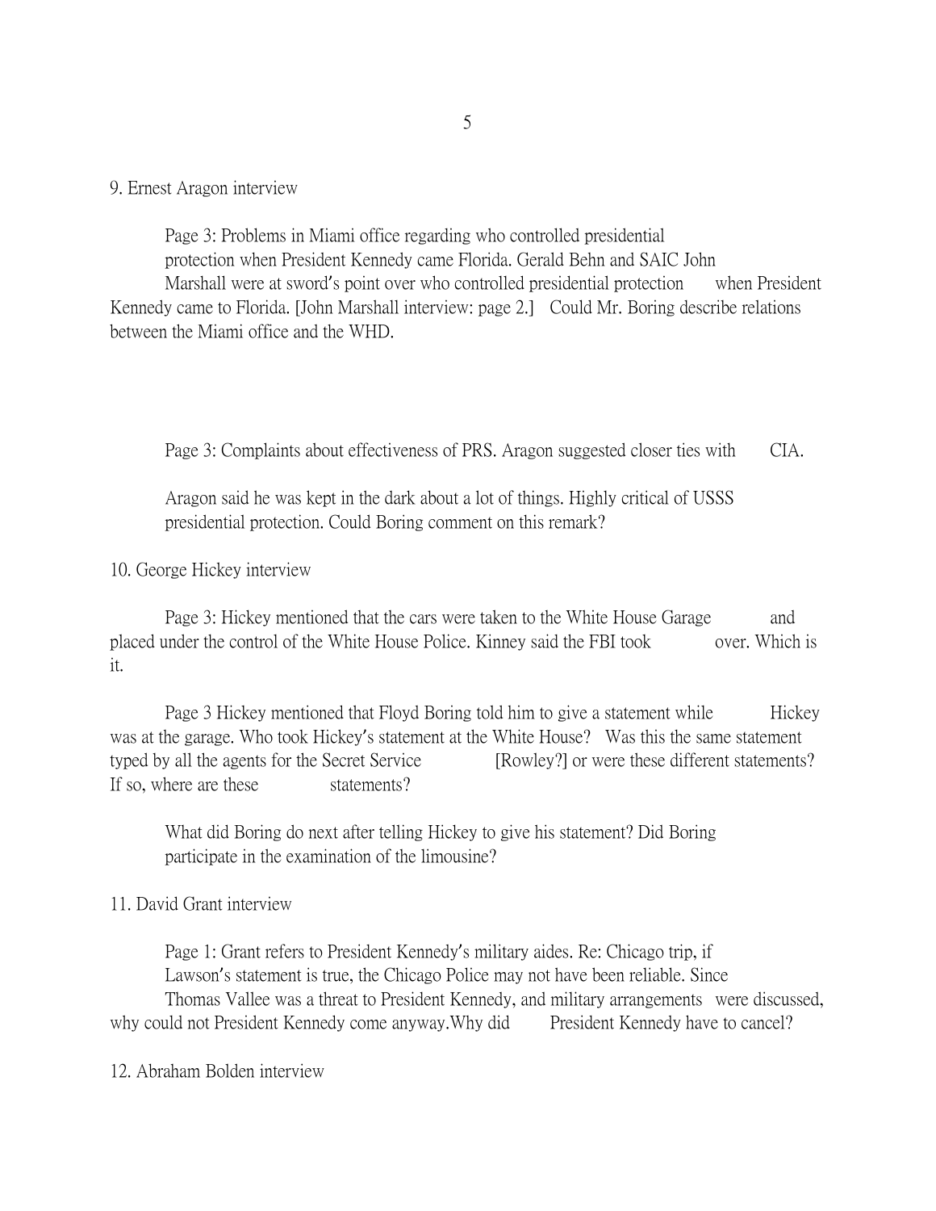9. Ernest Aragon interview

Page 3: Problems in Miami office regarding who controlled presidential protection when President Kennedy came Florida. Gerald Behn and SAIC John Marshall were at sword's point over who controlled presidential protection when President Kennedy came to Florida. [John Marshall interview: page 2.] Could Mr. Boring describe relations between the Miami office and the WHD.

Page 3: Complaints about effectiveness of PRS. Aragon suggested closer ties with CIA.

Aragon said he was kept in the dark about a lot of things. Highly critical of USSS presidential protection. Could Boring comment on this remark?

10. George Hickey interview

Page 3: Hickey mentioned that the cars were taken to the White House Garage and placed under the control of the White House Police. Kinney said the FBI took over. Which is it.

Page 3 Hickey mentioned that Floyd Boring told him to give a statement while Hickey was at the garage. Who took Hickey's statement at the White House? Was this the same statement typed by all the agents for the Secret Service [Rowley?] or were these different statements? If so, where are these statements?

What did Boring do next after telling Hickey to give his statement? Did Boring participate in the examination of the limousine?

11. David Grant interview

Page 1: Grant refers to President Kennedy's military aides. Re: Chicago trip, if Lawson's statement is true, the Chicago Police may not have been reliable. Since Thomas Vallee was a threat to President Kennedy, and military arrangements were discussed, why could not President Kennedy come anyway.Why did President Kennedy have to cancel?

12. Abraham Bolden interview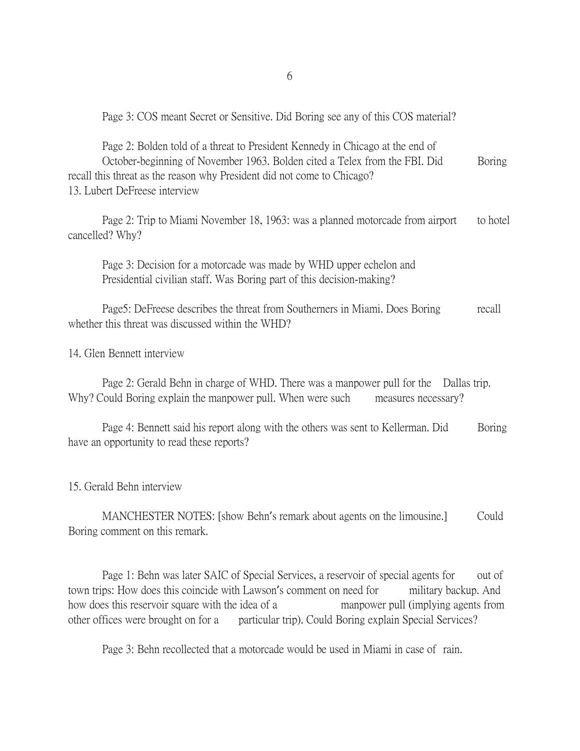Page 3: COS meant Secret or Sensitive. Did Boring see any of this COS material?

Page 2: Bolden told of a threat to President Kennedy in Chicago at the end of October-beginning of November 1963. Bolden cited a Telex from the FBI. Did Boring recall this threat as the reason why President did not come to Chicago?

13. Lubert DeFreese interview

Page 2: Trip to Miami November 18, 1963: was a planned motorcade from airport to hotel cancelled? Why?

Page 3: Decision for a motorcade was made by WHD upper echelon and Presidential civilian staff. Was Boring part of this decision-making?

Page5: DeFreese describes the threat from Southerners in Miami. Does Boring recall whether this threat was discussed within the WHD?

14. Glen Bennett interview

Page 2: Gerald Behn in charge of WHD. There was a manpower pull for the Dallas trip. Why? Could Boring explain the manpower pull. When were such measures necessary?

Page 4: Bennett said his report along with the others was sent to Kellerman. Did Boring have an opportunity to read these reports?

15. Gerald Behn interview

MANCHESTER NOTES: [show Behn's remark about agents on the limousine.] Could Boring comment on this remark.

Page 1: Behn was later SAIC of Special Services, a reservoir of special agents for out of town trips: How does this coincide with Lawson's comment on need for military backup. And how does this reservoir square with the idea of a manpower pull (implying agents from other offices were brought on for a particular trip). Could Boring explain Special Services?

Page 3: Behn recollected that a motorcade would be used in Miami in case of rain.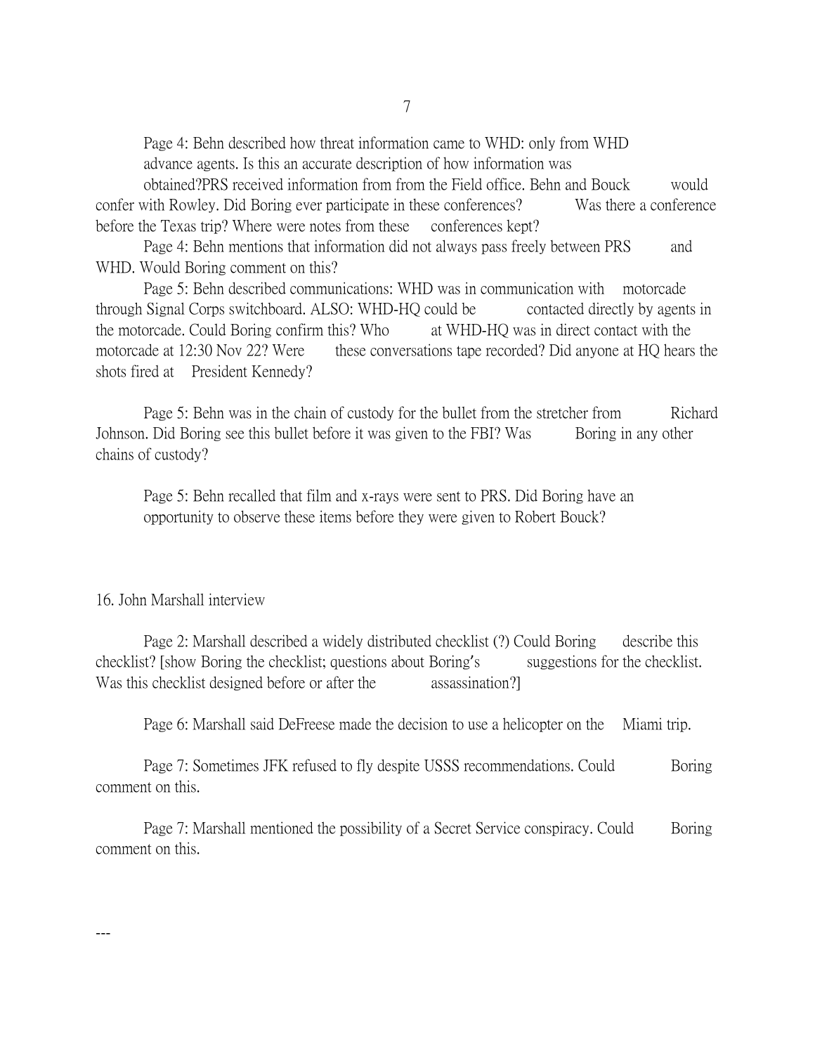Page 4: Behn described how threat information came to WHD: only from WHD advance agents. Is this an accurate description of how information was obtained?PRS received information from from the Field office. Behn and Bouck would confer with Rowley. Did Boring ever participate in these conferences? Was there a conference before the Texas trip? Where were notes from these conferences kept?

Page 4: Behn mentions that information did not always pass freely between PRS and WHD. Would Boring comment on this?

Page 5: Behn described communications: WHD was in communication with motorcade through Signal Corps switchboard. ALSO: WHD-HQ could be contacted directly by agents in the motorcade. Could Boring confirm this? Who at WHD-HQ was in direct contact with the motorcade at 12:30 Nov 22? Were these conversations tape recorded? Did anyone at HQ hears the shots fired at President Kennedy?

Page 5: Behn was in the chain of custody for the bullet from the stretcher from Richard Johnson. Did Boring see this bullet before it was given to the FBI? Was Boring in any other chains of custody?

Page 5: Behn recalled that film and x-rays were sent to PRS. Did Boring have an opportunity to observe these items before they were given to Robert Bouck?

16. John Marshall interview

Page 2: Marshall described a widely distributed checklist (?) Could Boring describe this checklist? [show Boring the checklist; questions about Boring's suggestions for the checklist. Was this checklist designed before or after the assassination?]

Page 6: Marshall said DeFreese made the decision to use a helicopter on the Miami trip.

Page 7: Sometimes JFK refused to fly despite USSS recommendations. Could Boring comment on this.

Page 7: Marshall mentioned the possibility of a Secret Service conspiracy. Could Boring comment on this.

---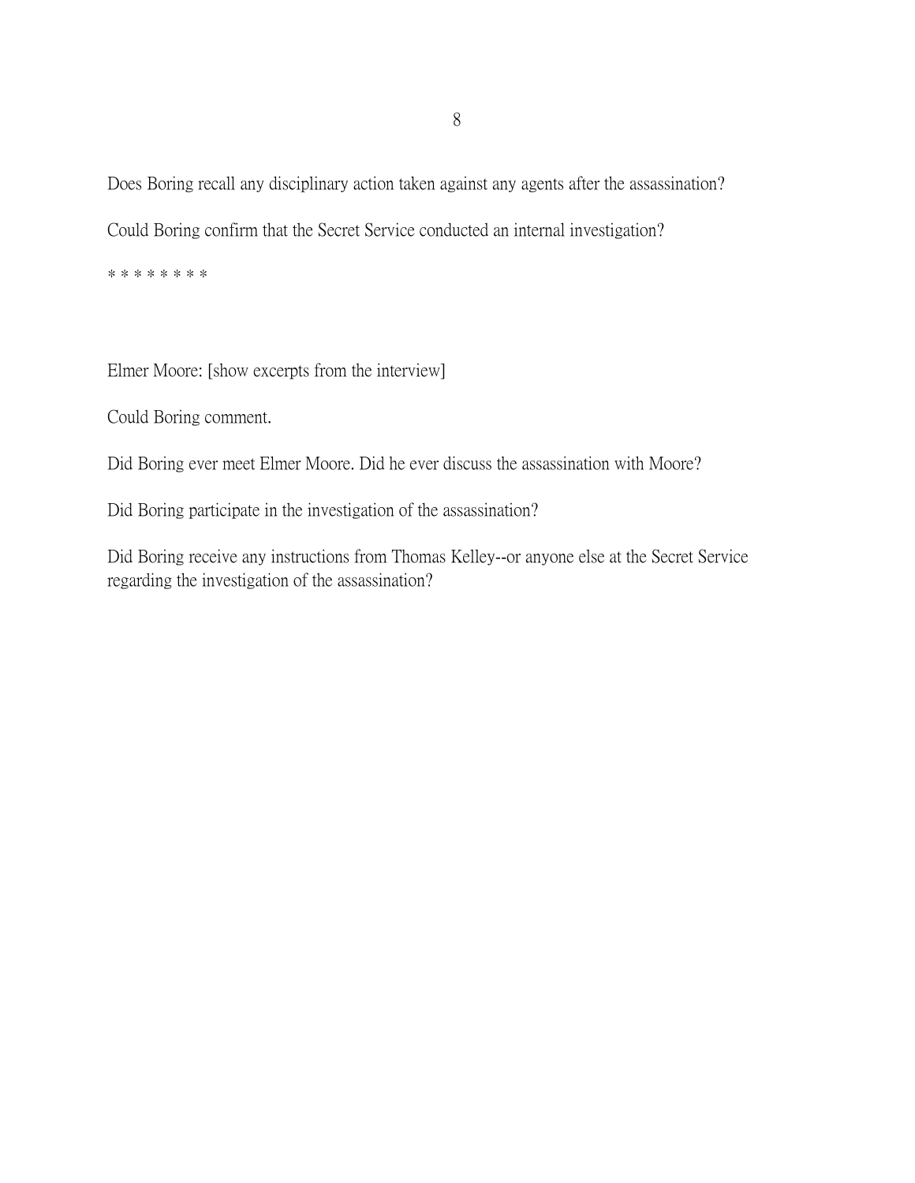Does Boring recall any disciplinary action taken against any agents after the assassination?

Could Boring confirm that the Secret Service conducted an internal investigation?

* * * * * * * *

Elmer Moore: [show excerpts from the interview]

Could Boring comment.

Did Boring ever meet Elmer Moore. Did he ever discuss the assassination with Moore?

Did Boring participate in the investigation of the assassination?

Did Boring receive any instructions from Thomas Kelley--or anyone else at the Secret Service regarding the investigation of the assassination?